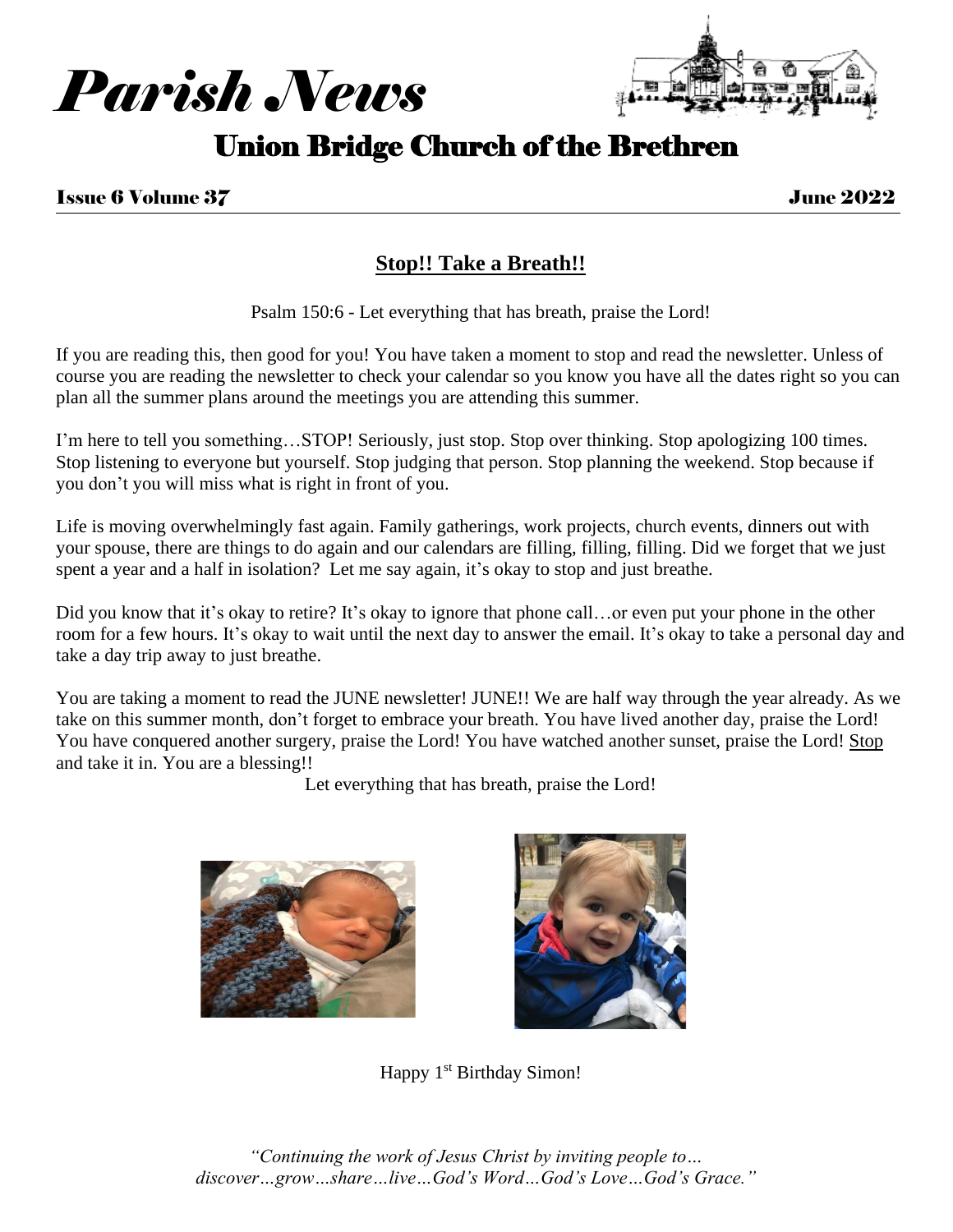# *Parish News*

## Union Bridge Church of the Brethren

**Issue 6 Volume 37** **June 2022**

### Stop!! Take a Breath!!

Psalm 150:6 - Let everything that has breath, praise the Lord!

If you are reading this, then good for you! You have taken a moment to stop and read the newsletter. Unless of course you are reading the newsletter to check your calendar so you know you have all the dates right so you can plan all the summer plans around the meetings you are attending this summer.

I'm here to tell you something…STOP! Seriously, just stop. Stop over thinking. Stop apologizing 100 times. Stop listening to everyone but yourself. Stop judging that person. Stop planning the weekend. Stop because if you don't you will miss what is right in front of you.

Life is moving overwhelmingly fast again. Family gatherings, work projects, church events, dinners out with your spouse, there are things to do again and our calendars are filling, filling, filling. Did we forget that we just spent a year and a half in isolation? Let me say again, it's okay to stop and just breathe.

Did you know that it's okay to retire? It's okay to ignore that phone call…or even put your phone in the other room for a few hours. It's okay to wait until the next day to answer the email. It's okay to take a personal day and take a day trip away to just breathe.

You are taking a moment to read the JUNE newsletter! JUNE!! We are half way through the year already. As we take on this summer month, don't forget to embrace your breath. You have lived another day, praise the Lord! You have conquered another surgery, praise the Lord! You have watched another sunset, praise the Lord! Stop and take it in. You are a blessing!!

Let everything that has breath, praise the Lord!

Happy 1st Birthday Simon!

*"Continuing the work of Jesus Christ by inviting people to… discover…grow…share…live…God's Word…God's Love…God's Grace."*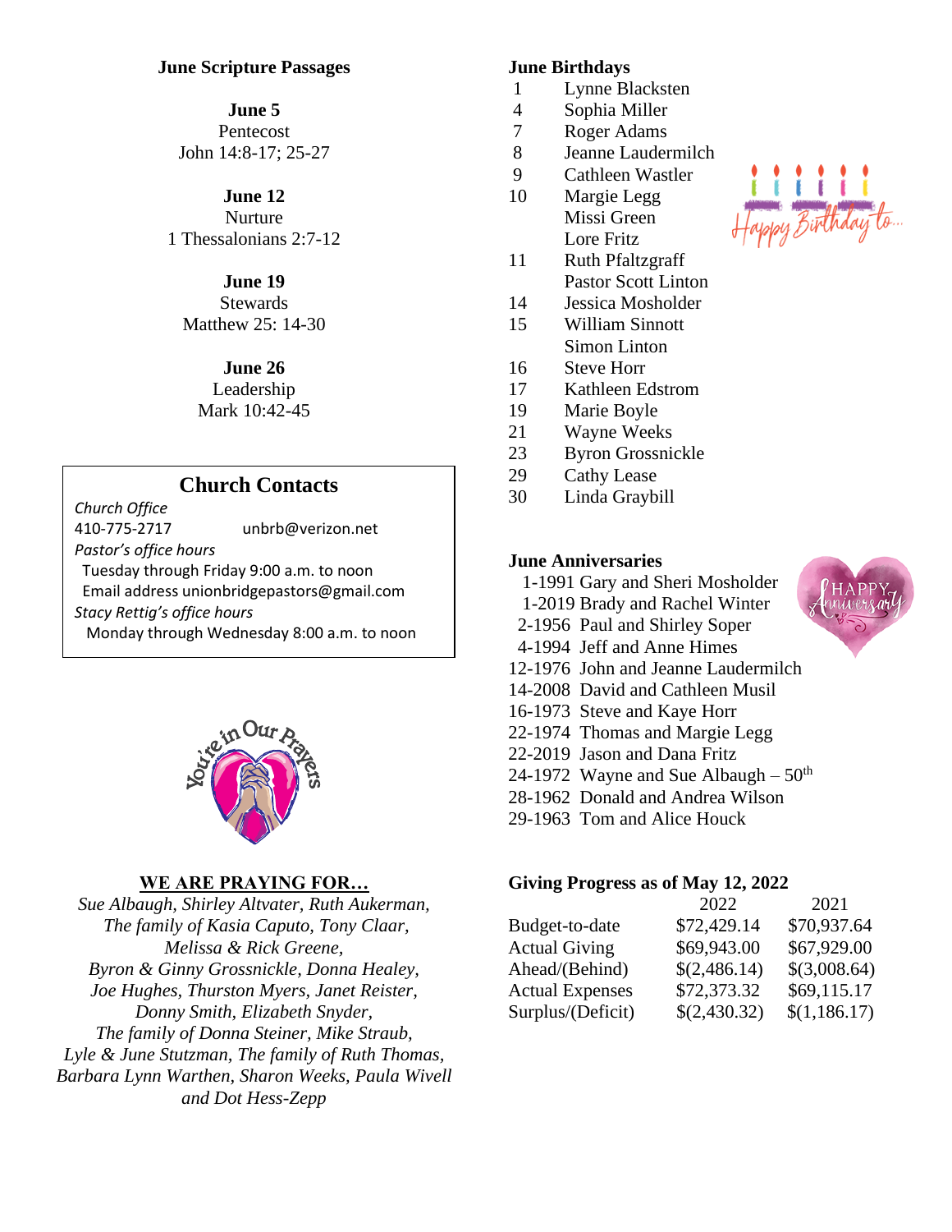### June Scripture Passages

**June 5**
Pentecost
John 14:8-17; 25-27

**June 12**
Nurture
1 Thessalonians 2:7-12

**June 19**
Stewards
Matthew 25: 14-30

**June 26**
Leadership
Mark 10:42-45

## Church Contacts

*Church Office*
410-775-2717 unbrb@verizon.net
*Pastor's office hours*
Tuesday through Friday 9:00 a.m. to noon
Email address unionbridgepastors@gmail.com
*Stacy Rettig's office hours*
Monday through Wednesday 8:00 a.m. to noon

### WE ARE PRAYING FOR…

*Sue Albaugh, Shirley Altvater, Ruth Aukerman, The family of Kasia Caputo, Tony Claar, Melissa & Rick Greene, Byron & Ginny Grossnickle, Donna Healey, Joe Hughes, Thurston Myers, Janet Reister, Donny Smith, Elizabeth Snyder, The family of Donna Steiner, Mike Straub, Lyle & June Stutzman, The family of Ruth Thomas, Barbara Lynn Warthen, Sharon Weeks, Paula Wivell and Dot Hess-Zepp*

### June Birthdays

1 Lynne Blacksten
4 Sophia Miller
7 Roger Adams
8 Jeanne Laudermilch
9 Cathleen Wastler
10 Margie Legg
Missi Green
Lore Fritz
11 Ruth Pfaltzgraff
Pastor Scott Linton
14 Jessica Mosholder
15 William Sinnott
Simon Linton
16 Steve Horr
17 Kathleen Edstrom
19 Marie Boyle
21 Wayne Weeks
23 Byron Grossnickle
29 Cathy Lease
30 Linda Graybill

### June Anniversaries

1-1991 Gary and Sheri Mosholder
1-2019 Brady and Rachel Winter
2-1956 Paul and Shirley Soper
4-1994 Jeff and Anne Himes
12-1976 John and Jeanne Laudermilch
14-2008 David and Cathleen Musil
16-1973 Steve and Kaye Horr
22-1974 Thomas and Margie Legg
22-2019 Jason and Dana Fritz
24-1972 Wayne and Sue Albaugh – 50th
28-1962 Donald and Andrea Wilson
29-1963 Tom and Alice Houck

### Giving Progress as of May 12, 2022

| | 2022 | 2021 |
|---|---|---|
| Budget-to-date | $72,429.14 | $70,937.64 |
| Actual Giving | $69,943.00 | $67,929.00 |
| Ahead/(Behind) | $(2,486.14) | $(3,008.64) |
| Actual Expenses | $72,373.32 | $69,115.17 |
| Surplus/(Deficit) | $(2,430.32) | $(1,186.17) |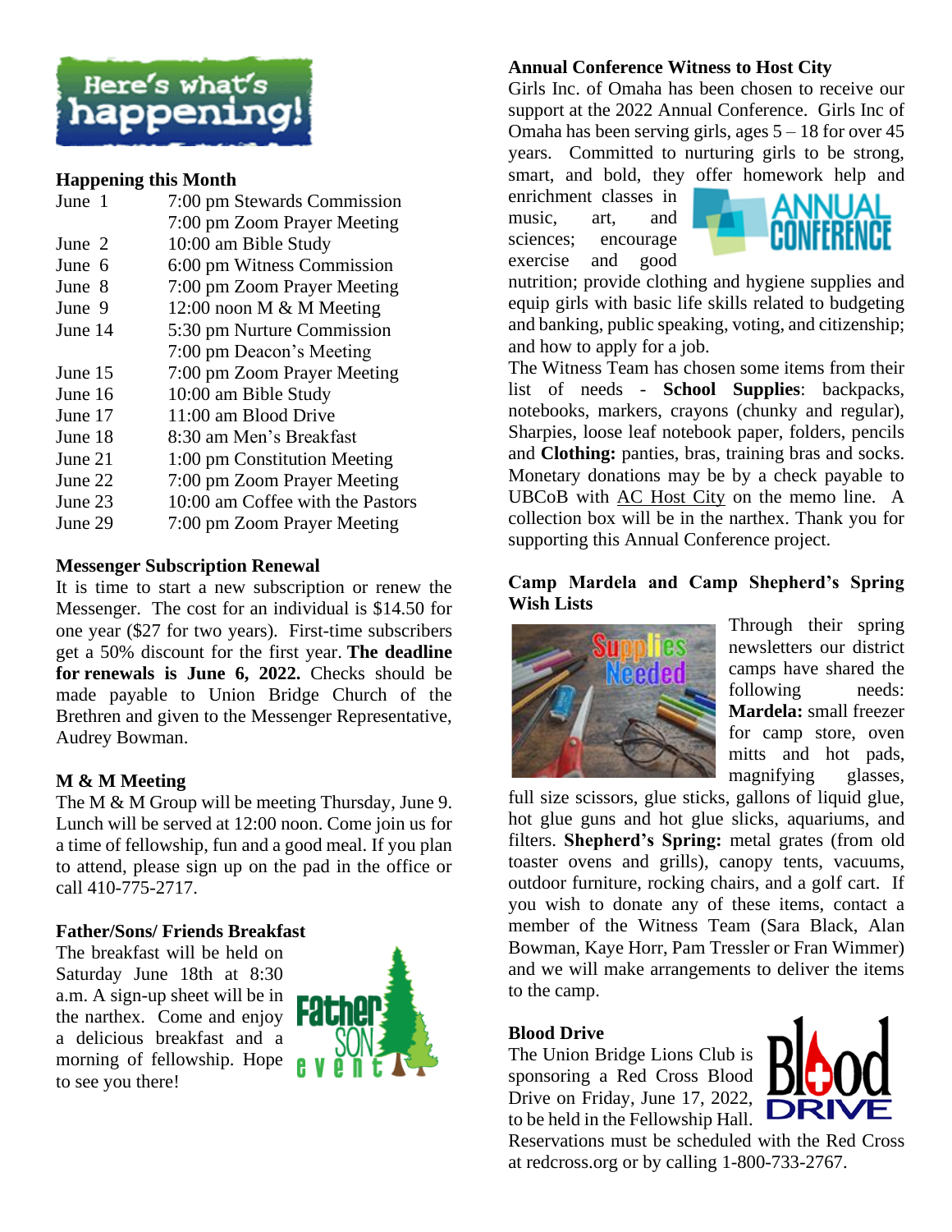# Here's what's happening!

## Happening this Month

| | |
|---|---|
| June 1 | 7:00 pm Stewards Commission |
| | 7:00 pm Zoom Prayer Meeting |
| June 2 | 10:00 am Bible Study |
| June 6 | 6:00 pm Witness Commission |
| June 8 | 7:00 pm Zoom Prayer Meeting |
| June 9 | 12:00 noon M & M Meeting |
| June 14 | 5:30 pm Nurture Commission |
| | 7:00 pm Deacon's Meeting |
| June 15 | 7:00 pm Zoom Prayer Meeting |
| June 16 | 10:00 am Bible Study |
| June 17 | 11:00 am Blood Drive |
| June 18 | 8:30 am Men's Breakfast |
| June 21 | 1:00 pm Constitution Meeting |
| June 22 | 7:00 pm Zoom Prayer Meeting |
| June 23 | 10:00 am Coffee with the Pastors |
| June 29 | 7:00 pm Zoom Prayer Meeting |

## Messenger Subscription Renewal

It is time to start a new subscription or renew the Messenger. The cost for an individual is $14.50 for one year ($27 for two years). First-time subscribers get a 50% discount for the first year. **The deadline for renewals is June 6, 2022.** Checks should be made payable to Union Bridge Church of the Brethren and given to the Messenger Representative, Audrey Bowman.

## M & M Meeting

The M & M Group will be meeting Thursday, June 9. Lunch will be served at 12:00 noon. Come join us for a time of fellowship, fun and a good meal. If you plan to attend, please sign up on the pad in the office or call 410-775-2717.

## Father/Sons/ Friends Breakfast

The breakfast will be held on Saturday June 18th at 8:30 a.m. A sign-up sheet will be in the narthex. Come and enjoy a delicious breakfast and a morning of fellowship. Hope to see you there!

## Annual Conference Witness to Host City

Girls Inc. of Omaha has been chosen to receive our support at the 2022 Annual Conference. Girls Inc of Omaha has been serving girls, ages 5 – 18 for over 45 years. Committed to nurturing girls to be strong, smart, and bold, they offer homework help and enrichment classes in music, art, and sciences; encourage exercise and good nutrition; provide clothing and hygiene supplies and equip girls with basic life skills related to budgeting and banking, public speaking, voting, and citizenship; and how to apply for a job.

The Witness Team has chosen some items from their list of needs - **School Supplies**: backpacks, notebooks, markers, crayons (chunky and regular), Sharpies, loose leaf notebook paper, folders, pencils and **Clothing:** panties, bras, training bras and socks. Monetary donations may be by a check payable to UBCoB with AC Host City on the memo line. A collection box will be in the narthex. Thank you for supporting this Annual Conference project.

## Camp Mardela and Camp Shepherd's Spring Wish Lists

Through their spring newsletters our district camps have shared the following needs: **Mardela:** small freezer for camp store, oven mitts and hot pads, magnifying glasses, full size scissors, glue sticks, gallons of liquid glue, hot glue guns and hot glue slicks, aquariums, and filters. **Shepherd's Spring:** metal grates (from old toaster ovens and grills), canopy tents, vacuums, outdoor furniture, rocking chairs, and a golf cart. If you wish to donate any of these items, contact a member of the Witness Team (Sara Black, Alan Bowman, Kaye Horr, Pam Tressler or Fran Wimmer) and we will make arrangements to deliver the items to the camp.

## Blood Drive

The Union Bridge Lions Club is sponsoring a Red Cross Blood Drive on Friday, June 17, 2022, to be held in the Fellowship Hall. Reservations must be scheduled with the Red Cross at redcross.org or by calling 1-800-733-2767.